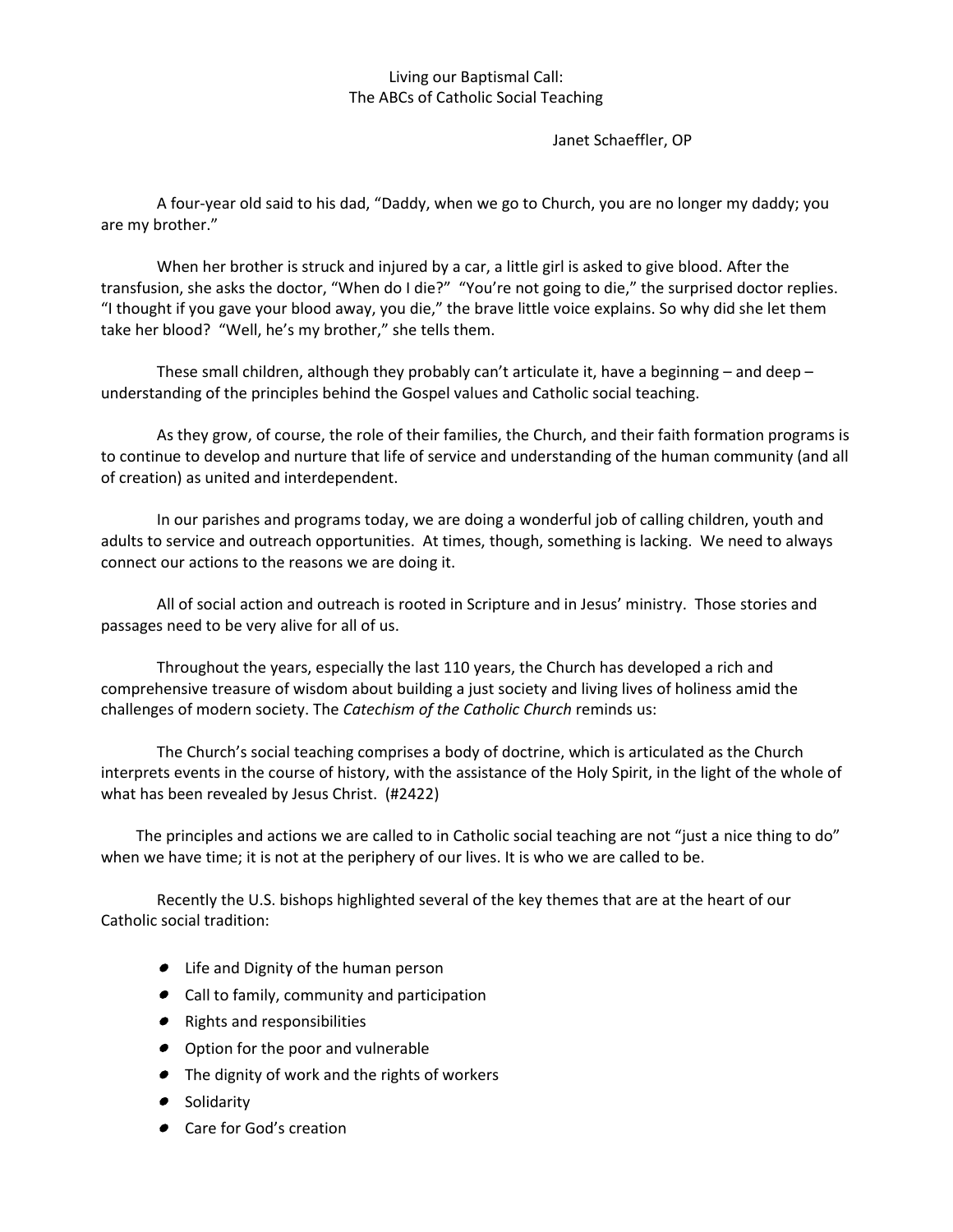# Living our Baptismal Call:
## The ABCs of Catholic Social Teaching

Janet Schaeffler, OP

A four-year old said to his dad, "Daddy, when we go to Church, you are no longer my daddy; you are my brother."

When her brother is struck and injured by a car, a little girl is asked to give blood. After the transfusion, she asks the doctor, "When do I die?" "You're not going to die," the surprised doctor replies. "I thought if you gave your blood away, you die," the brave little voice explains. So why did she let them take her blood? "Well, he's my brother," she tells them.

These small children, although they probably can't articulate it, have a beginning – and deep – understanding of the principles behind the Gospel values and Catholic social teaching.

As they grow, of course, the role of their families, the Church, and their faith formation programs is to continue to develop and nurture that life of service and understanding of the human community (and all of creation) as united and interdependent.

In our parishes and programs today, we are doing a wonderful job of calling children, youth and adults to service and outreach opportunities. At times, though, something is lacking. We need to always connect our actions to the reasons we are doing it.

All of social action and outreach is rooted in Scripture and in Jesus' ministry. Those stories and passages need to be very alive for all of us.

Throughout the years, especially the last 110 years, the Church has developed a rich and comprehensive treasure of wisdom about building a just society and living lives of holiness amid the challenges of modern society. The *Catechism of the Catholic Church* reminds us:

> The Church's social teaching comprises a body of doctrine, which is articulated as the Church interprets events in the course of history, with the assistance of the Holy Spirit, in the light of the whole of what has been revealed by Jesus Christ. (#2422)

The principles and actions we are called to in Catholic social teaching are not "just a nice thing to do" when we have time; it is not at the periphery of our lives. It is who we are called to be.

Recently the U.S. bishops highlighted several of the key themes that are at the heart of our Catholic social tradition:

- Life and Dignity of the human person
- Call to family, community and participation
- Rights and responsibilities
- Option for the poor and vulnerable
- The dignity of work and the rights of workers
- Solidarity
- Care for God's creation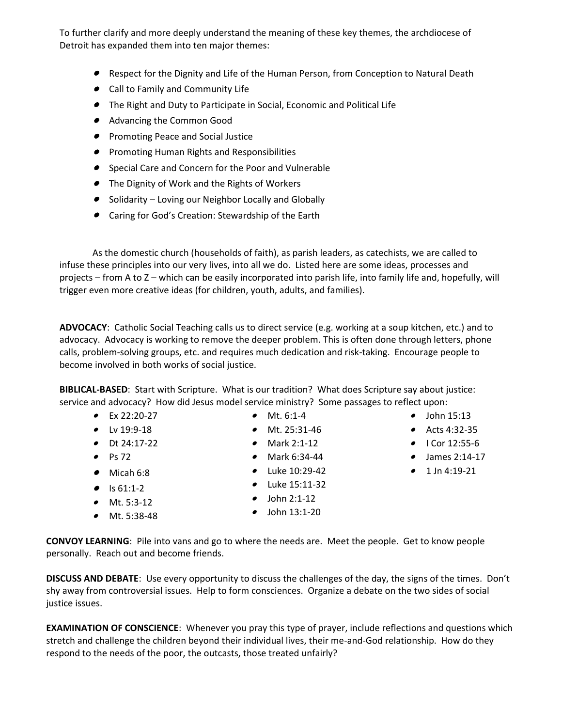To further clarify and more deeply understand the meaning of these key themes, the archdiocese of Detroit has expanded them into ten major themes:

- Respect for the Dignity and Life of the Human Person, from Conception to Natural Death
- Call to Family and Community Life
- The Right and Duty to Participate in Social, Economic and Political Life
- Advancing the Common Good
- Promoting Peace and Social Justice
- Promoting Human Rights and Responsibilities
- Special Care and Concern for the Poor and Vulnerable
- The Dignity of Work and the Rights of Workers
- Solidarity – Loving our Neighbor Locally and Globally
- Caring for God's Creation: Stewardship of the Earth

As the domestic church (households of faith), as parish leaders, as catechists, we are called to infuse these principles into our very lives, into all we do. Listed here are some ideas, processes and projects – from A to Z – which can be easily incorporated into parish life, into family life and, hopefully, will trigger even more creative ideas (for children, youth, adults, and families).

**ADVOCACY**: Catholic Social Teaching calls us to direct service (e.g. working at a soup kitchen, etc.) and to advocacy. Advocacy is working to remove the deeper problem. This is often done through letters, phone calls, problem-solving groups, etc. and requires much dedication and risk-taking. Encourage people to become involved in both works of social justice.

**BIBLICAL-BASED**: Start with Scripture. What is our tradition? What does Scripture say about justice: service and advocacy? How did Jesus model service ministry? Some passages to reflect upon:

- Ex 22:20-27
- Lv 19:9-18
- Dt 24:17-22
- Ps 72
- Micah 6:8
- Is 61:1-2
- Mt. 5:3-12
- Mt. 5:38-48
- Mt. 6:1-4
- Mt. 25:31-46
- Mark 2:1-12
- Mark 6:34-44
- Luke 10:29-42
- Luke 15:11-32
- John 2:1-12
- John 13:1-20
- John 15:13
- Acts 4:32-35
- I Cor 12:55-6
- James 2:14-17
- 1 Jn 4:19-21

**CONVOY LEARNING**: Pile into vans and go to where the needs are. Meet the people. Get to know people personally. Reach out and become friends.

**DISCUSS AND DEBATE**: Use every opportunity to discuss the challenges of the day, the signs of the times. Don't shy away from controversial issues. Help to form consciences. Organize a debate on the two sides of social justice issues.

**EXAMINATION OF CONSCIENCE**: Whenever you pray this type of prayer, include reflections and questions which stretch and challenge the children beyond their individual lives, their me-and-God relationship. How do they respond to the needs of the poor, the outcasts, those treated unfairly?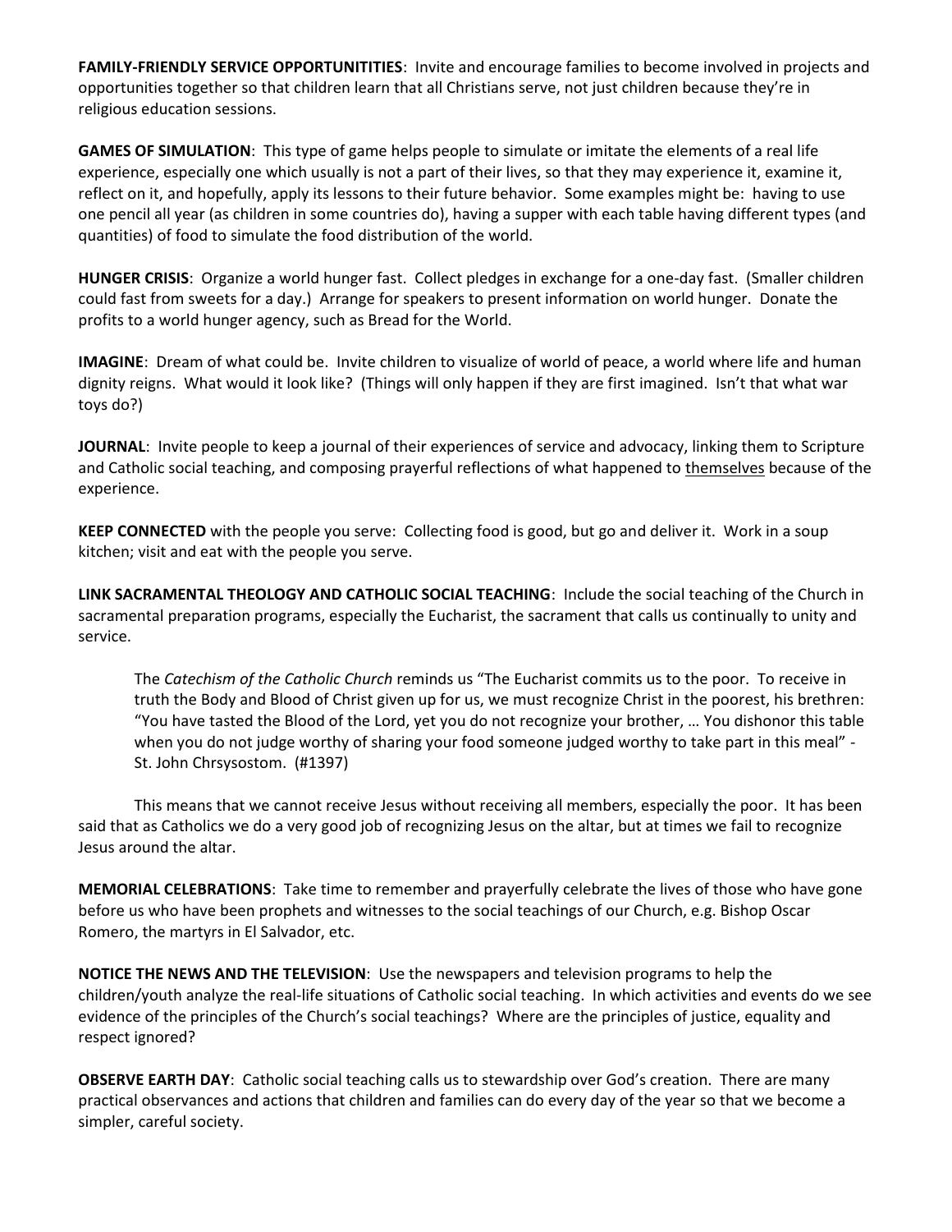**FAMILY-FRIENDLY SERVICE OPPORTUNITITIES**: Invite and encourage families to become involved in projects and opportunities together so that children learn that all Christians serve, not just children because they're in religious education sessions.

**GAMES OF SIMULATION**: This type of game helps people to simulate or imitate the elements of a real life experience, especially one which usually is not a part of their lives, so that they may experience it, examine it, reflect on it, and hopefully, apply its lessons to their future behavior. Some examples might be: having to use one pencil all year (as children in some countries do), having a supper with each table having different types (and quantities) of food to simulate the food distribution of the world.

**HUNGER CRISIS**: Organize a world hunger fast. Collect pledges in exchange for a one-day fast. (Smaller children could fast from sweets for a day.) Arrange for speakers to present information on world hunger. Donate the profits to a world hunger agency, such as Bread for the World.

**IMAGINE**: Dream of what could be. Invite children to visualize of world of peace, a world where life and human dignity reigns. What would it look like? (Things will only happen if they are first imagined. Isn't that what war toys do?)

**JOURNAL**: Invite people to keep a journal of their experiences of service and advocacy, linking them to Scripture and Catholic social teaching, and composing prayerful reflections of what happened to <u>themselves</u> because of the experience.

**KEEP CONNECTED** with the people you serve: Collecting food is good, but go and deliver it. Work in a soup kitchen; visit and eat with the people you serve.

**LINK SACRAMENTAL THEOLOGY AND CATHOLIC SOCIAL TEACHING**: Include the social teaching of the Church in sacramental preparation programs, especially the Eucharist, the sacrament that calls us continually to unity and service.

> The *Catechism of the Catholic Church* reminds us "The Eucharist commits us to the poor. To receive in truth the Body and Blood of Christ given up for us, we must recognize Christ in the poorest, his brethren: "You have tasted the Blood of the Lord, yet you do not recognize your brother, … You dishonor this table when you do not judge worthy of sharing your food someone judged worthy to take part in this meal" - St. John Chrsysostom. (#1397)

This means that we cannot receive Jesus without receiving all members, especially the poor. It has been said that as Catholics we do a very good job of recognizing Jesus on the altar, but at times we fail to recognize Jesus around the altar.

**MEMORIAL CELEBRATIONS**: Take time to remember and prayerfully celebrate the lives of those who have gone before us who have been prophets and witnesses to the social teachings of our Church, e.g. Bishop Oscar Romero, the martyrs in El Salvador, etc.

**NOTICE THE NEWS AND THE TELEVISION**: Use the newspapers and television programs to help the children/youth analyze the real-life situations of Catholic social teaching. In which activities and events do we see evidence of the principles of the Church's social teachings? Where are the principles of justice, equality and respect ignored?

**OBSERVE EARTH DAY**: Catholic social teaching calls us to stewardship over God's creation. There are many practical observances and actions that children and families can do every day of the year so that we become a simpler, careful society.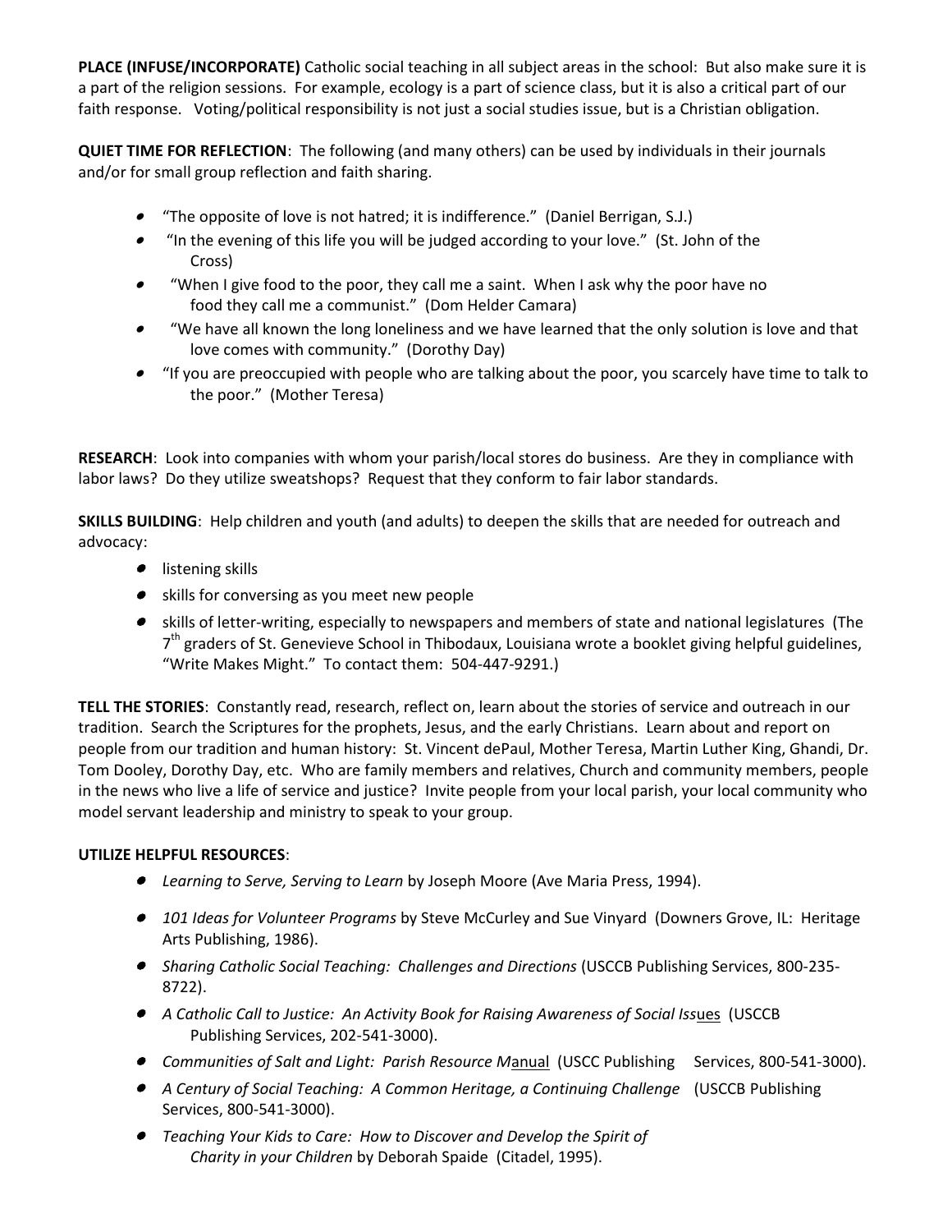**PLACE (INFUSE/INCORPORATE)** Catholic social teaching in all subject areas in the school: But also make sure it is a part of the religion sessions. For example, ecology is a part of science class, but it is also a critical part of our faith response. Voting/political responsibility is not just a social studies issue, but is a Christian obligation.

**QUIET TIME FOR REFLECTION**: The following (and many others) can be used by individuals in their journals and/or for small group reflection and faith sharing.

- "The opposite of love is not hatred; it is indifference." (Daniel Berrigan, S.J.)
- "In the evening of this life you will be judged according to your love." (St. John of the Cross)
- "When I give food to the poor, they call me a saint. When I ask why the poor have no food they call me a communist." (Dom Helder Camara)
- "We have all known the long loneliness and we have learned that the only solution is love and that love comes with community." (Dorothy Day)
- "If you are preoccupied with people who are talking about the poor, you scarcely have time to talk to the poor." (Mother Teresa)

**RESEARCH**: Look into companies with whom your parish/local stores do business. Are they in compliance with labor laws? Do they utilize sweatshops? Request that they conform to fair labor standards.

**SKILLS BUILDING**: Help children and youth (and adults) to deepen the skills that are needed for outreach and advocacy:

- listening skills
- skills for conversing as you meet new people
- skills of letter-writing, especially to newspapers and members of state and national legislatures (The 7th graders of St. Genevieve School in Thibodaux, Louisiana wrote a booklet giving helpful guidelines, "Write Makes Might." To contact them: 504-447-9291.)

**TELL THE STORIES**: Constantly read, research, reflect on, learn about the stories of service and outreach in our tradition. Search the Scriptures for the prophets, Jesus, and the early Christians. Learn about and report on people from our tradition and human history: St. Vincent dePaul, Mother Teresa, Martin Luther King, Ghandi, Dr. Tom Dooley, Dorothy Day, etc. Who are family members and relatives, Church and community members, people in the news who live a life of service and justice? Invite people from your local parish, your local community who model servant leadership and ministry to speak to your group.

**UTILIZE HELPFUL RESOURCES**:

- *Learning to Serve, Serving to Learn* by Joseph Moore (Ave Maria Press, 1994).
- *101 Ideas for Volunteer Programs* by Steve McCurley and Sue Vinyard (Downers Grove, IL: Heritage Arts Publishing, 1986).
- *Sharing Catholic Social Teaching: Challenges and Directions* (USCCB Publishing Services, 800-235-8722).
- *A Catholic Call to Justice: An Activity Book for Raising Awareness of Social Issues* (USCCB Publishing Services, 202-541-3000).
- *Communities of Salt and Light: Parish Resource Manual* (USCC Publishing Services, 800-541-3000).
- *A Century of Social Teaching: A Common Heritage, a Continuing Challenge* (USCCB Publishing Services, 800-541-3000).
- *Teaching Your Kids to Care: How to Discover and Develop the Spirit of Charity in your Children* by Deborah Spaide (Citadel, 1995).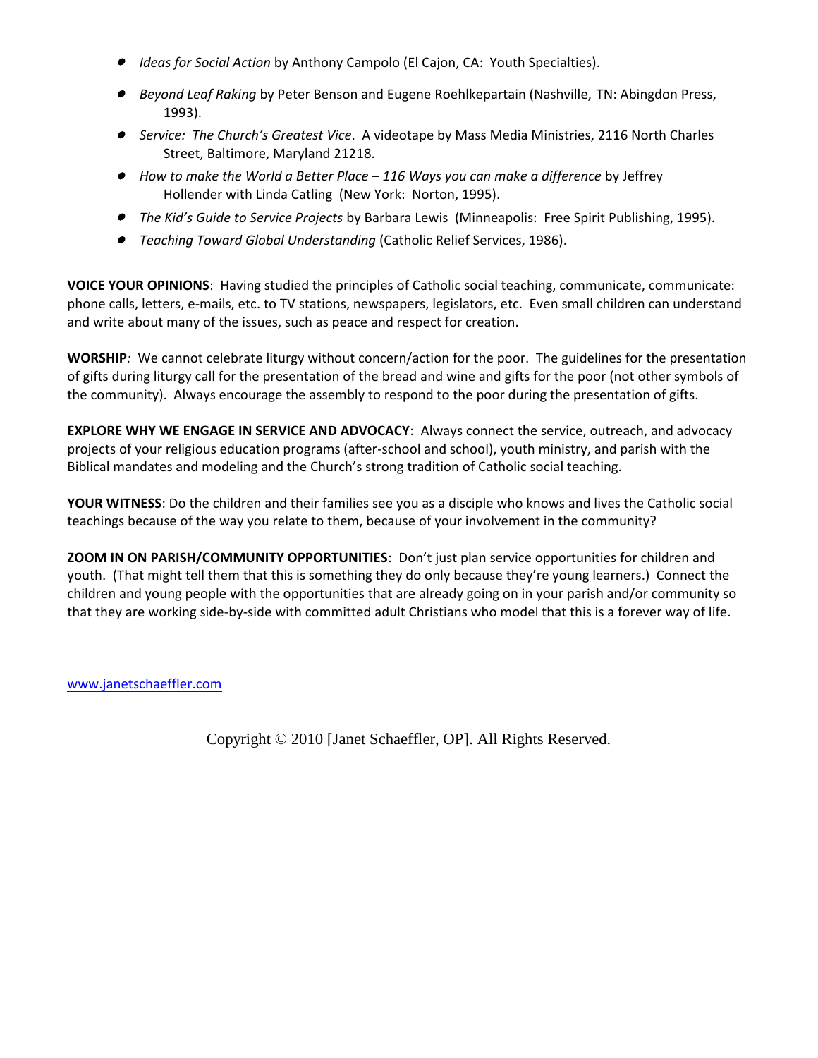- *Ideas for Social Action* by Anthony Campolo (El Cajon, CA: Youth Specialties).
- *Beyond Leaf Raking* by Peter Benson and Eugene Roehlkepartain (Nashville, TN: Abingdon Press, 1993).
- *Service: The Church's Greatest Vice*. A videotape by Mass Media Ministries, 2116 North Charles Street, Baltimore, Maryland 21218.
- *How to make the World a Better Place – 116 Ways you can make a difference* by Jeffrey Hollender with Linda Catling (New York: Norton, 1995).
- *The Kid's Guide to Service Projects* by Barbara Lewis (Minneapolis: Free Spirit Publishing, 1995).
- *Teaching Toward Global Understanding* (Catholic Relief Services, 1986).

**VOICE YOUR OPINIONS**: Having studied the principles of Catholic social teaching, communicate, communicate: phone calls, letters, e-mails, etc. to TV stations, newspapers, legislators, etc. Even small children can understand and write about many of the issues, such as peace and respect for creation.

**WORSHIP***:* We cannot celebrate liturgy without concern/action for the poor. The guidelines for the presentation of gifts during liturgy call for the presentation of the bread and wine and gifts for the poor (not other symbols of the community). Always encourage the assembly to respond to the poor during the presentation of gifts.

**EXPLORE WHY WE ENGAGE IN SERVICE AND ADVOCACY**: Always connect the service, outreach, and advocacy projects of your religious education programs (after-school and school), youth ministry, and parish with the Biblical mandates and modeling and the Church's strong tradition of Catholic social teaching.

**YOUR WITNESS**: Do the children and their families see you as a disciple who knows and lives the Catholic social teachings because of the way you relate to them, because of your involvement in the community?

**ZOOM IN ON PARISH/COMMUNITY OPPORTUNITIES**: Don't just plan service opportunities for children and youth. (That might tell them that this is something they do only because they're young learners.) Connect the children and young people with the opportunities that are already going on in your parish and/or community so that they are working side-by-side with committed adult Christians who model that this is a forever way of life.

[www.janetschaeffler.com](http://www.janetschaeffler.com)

Copyright © 2010 [Janet Schaeffler, OP]. All Rights Reserved.